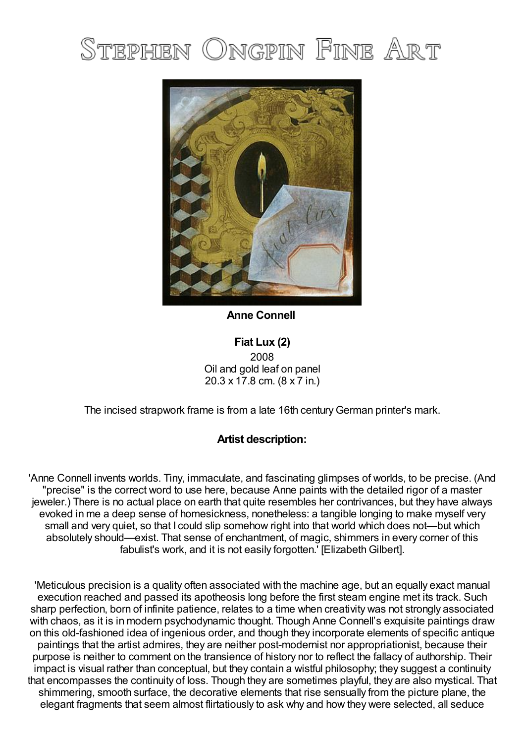# Stephen Ongpin Fine Art

**Anne Connell**

**Fiat Lux (2)**
2008
Oil and gold leaf on panel
20.3 x 17.8 cm. (8 x 7 in.)

The incised strapwork frame is from a late 16th century German printer's mark.

**Artist description:**

'Anne Connell invents worlds. Tiny, immaculate, and fascinating glimpses of worlds, to be precise. (And "precise" is the correct word to use here, because Anne paints with the detailed rigor of a master jeweler.) There is no actual place on earth that quite resembles her contrivances, but they have always evoked in me a deep sense of homesickness, nonetheless: a tangible longing to make myself very small and very quiet, so that I could slip somehow right into that world which does not—but which absolutely should—exist. That sense of enchantment, of magic, shimmers in every corner of this fabulist's work, and it is not easily forgotten.' [Elizabeth Gilbert].

'Meticulous precision is a quality often associated with the machine age, but an equally exact manual execution reached and passed its apotheosis long before the first steam engine met its track. Such sharp perfection, born of infinite patience, relates to a time when creativity was not strongly associated with chaos, as it is in modern psychodynamic thought. Though Anne Connell's exquisite paintings draw on this old-fashioned idea of ingenious order, and though they incorporate elements of specific antique paintings that the artist admires, they are neither post-modernist nor appropriationist, because their purpose is neither to comment on the transience of history nor to reflect the fallacy of authorship. Their impact is visual rather than conceptual, but they contain a wistful philosophy; they suggest a continuity that encompasses the continuity of loss. Though they are sometimes playful, they are also mystical. That shimmering, smooth surface, the decorative elements that rise sensually from the picture plane, the elegant fragments that seem almost flirtatiously to ask why and how they were selected, all seduce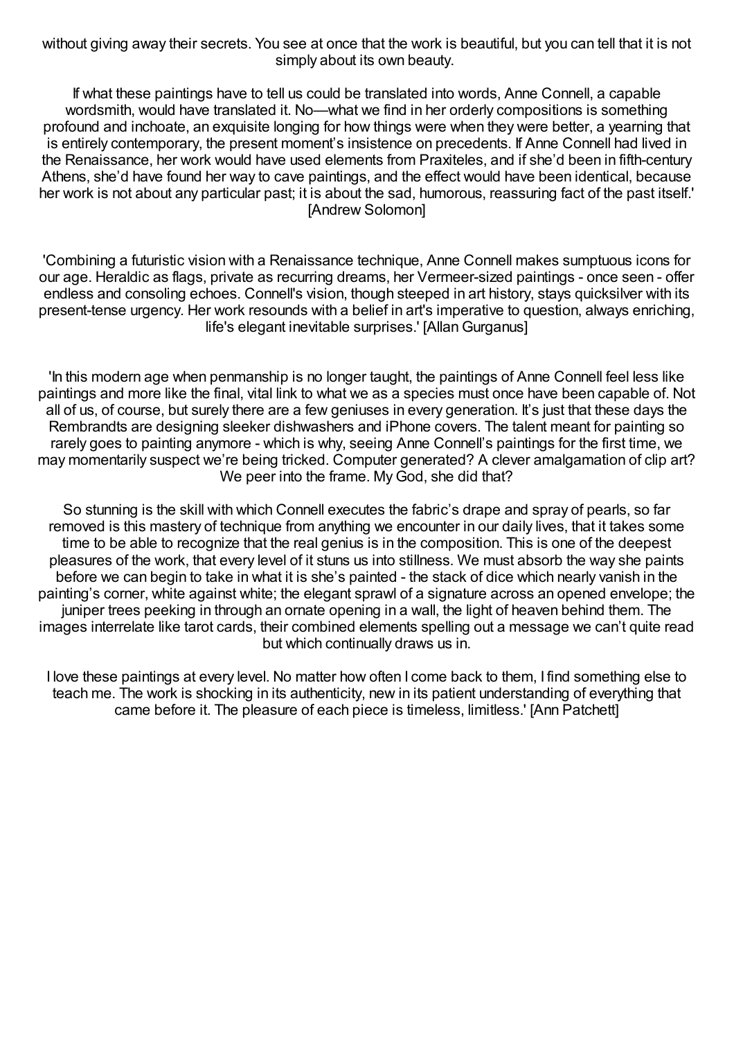without giving away their secrets. You see at once that the work is beautiful, but you can tell that it is not simply about its own beauty.

If what these paintings have to tell us could be translated into words, Anne Connell, a capable wordsmith, would have translated it. No—what we find in her orderly compositions is something profound and inchoate, an exquisite longing for how things were when they were better, a yearning that is entirely contemporary, the present moment's insistence on precedents. If Anne Connell had lived in the Renaissance, her work would have used elements from Praxiteles, and if she'd been in fifth-century Athens, she'd have found her way to cave paintings, and the effect would have been identical, because her work is not about any particular past; it is about the sad, humorous, reassuring fact of the past itself.' [Andrew Solomon]

'Combining a futuristic vision with a Renaissance technique, Anne Connell makes sumptuous icons for our age. Heraldic as flags, private as recurring dreams, her Vermeer-sized paintings - once seen - offer endless and consoling echoes. Connell's vision, though steeped in art history, stays quicksilver with its present-tense urgency. Her work resounds with a belief in art's imperative to question, always enriching, life's elegant inevitable surprises.' [Allan Gurganus]

'In this modern age when penmanship is no longer taught, the paintings of Anne Connell feel less like paintings and more like the final, vital link to what we as a species must once have been capable of. Not all of us, of course, but surely there are a few geniuses in every generation. It's just that these days the Rembrandts are designing sleeker dishwashers and iPhone covers. The talent meant for painting so rarely goes to painting anymore - which is why, seeing Anne Connell's paintings for the first time, we may momentarily suspect we're being tricked. Computer generated? A clever amalgamation of clip art? We peer into the frame. My God, she did that?

So stunning is the skill with which Connell executes the fabric's drape and spray of pearls, so far removed is this mastery of technique from anything we encounter in our daily lives, that it takes some time to be able to recognize that the real genius is in the composition. This is one of the deepest pleasures of the work, that every level of it stuns us into stillness. We must absorb the way she paints before we can begin to take in what it is she's painted - the stack of dice which nearly vanish in the painting's corner, white against white; the elegant sprawl of a signature across an opened envelope; the juniper trees peeking in through an ornate opening in a wall, the light of heaven behind them. The images interrelate like tarot cards, their combined elements spelling out a message we can't quite read but which continually draws us in.

I love these paintings at every level. No matter how often I come back to them, I find something else to teach me. The work is shocking in its authenticity, new in its patient understanding of everything that came before it. The pleasure of each piece is timeless, limitless.' [Ann Patchett]